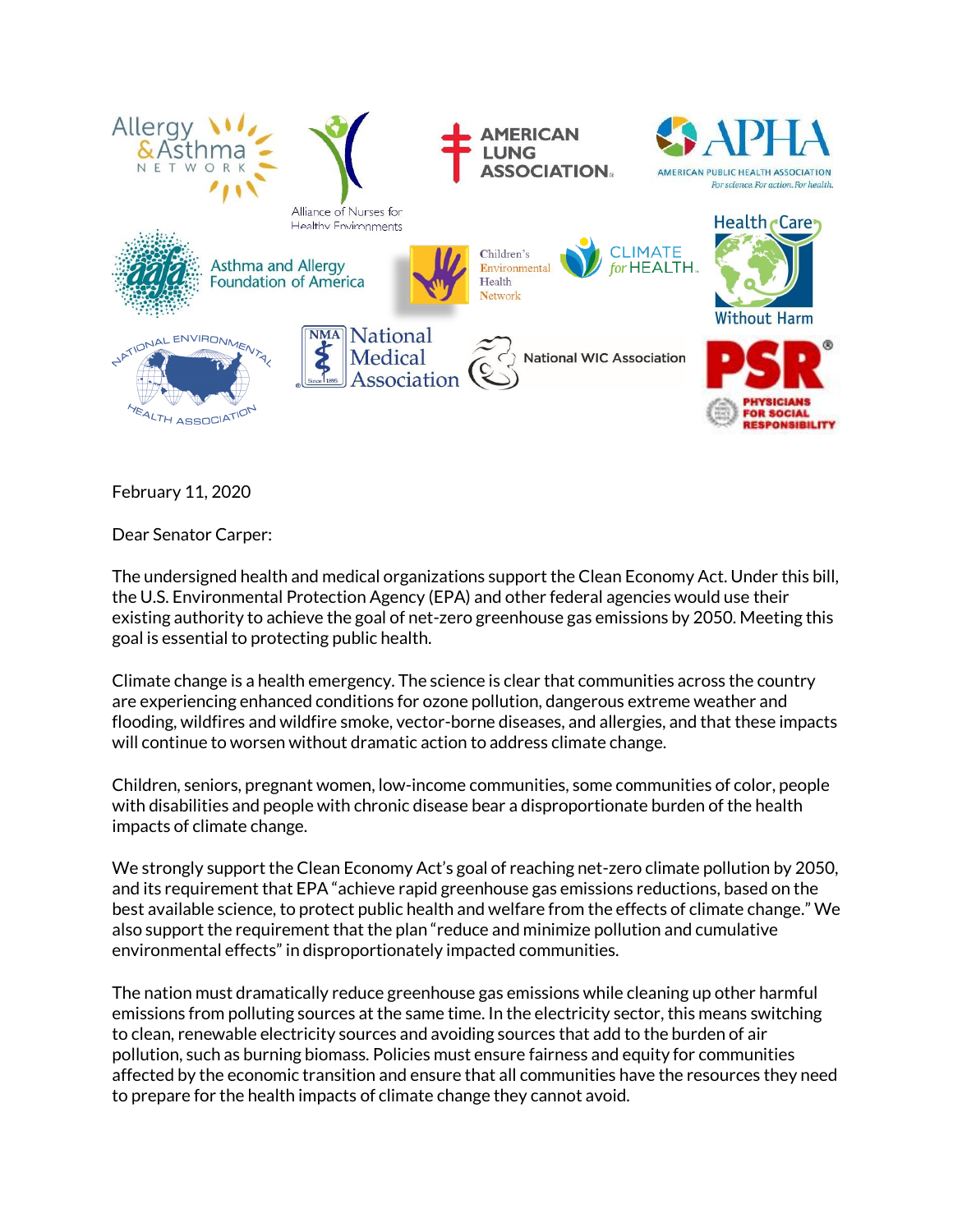Allergy & Asthma Network | Alliance of Nurses for Healthy Environments | American Lung Association | APHA American Public Health Association | Asthma and Allergy Foundation of America | Children's Environmental Health Network | Climate for Health | Health Care Without Harm | National Environmental Health Association | National Medical Association | National WIC Association | PSR Physicians for Social Responsibility

February 11, 2020

Dear Senator Carper:

The undersigned health and medical organizations support the Clean Economy Act. Under this bill, the U.S. Environmental Protection Agency (EPA) and other federal agencies would use their existing authority to achieve the goal of net-zero greenhouse gas emissions by 2050. Meeting this goal is essential to protecting public health.

Climate change is a health emergency. The science is clear that communities across the country are experiencing enhanced conditions for ozone pollution, dangerous extreme weather and flooding, wildfires and wildfire smoke, vector-borne diseases, and allergies, and that these impacts will continue to worsen without dramatic action to address climate change.

Children, seniors, pregnant women, low-income communities, some communities of color, people with disabilities and people with chronic disease bear a disproportionate burden of the health impacts of climate change.

We strongly support the Clean Economy Act's goal of reaching net-zero climate pollution by 2050, and its requirement that EPA "achieve rapid greenhouse gas emissions reductions, based on the best available science, to protect public health and welfare from the effects of climate change." We also support the requirement that the plan "reduce and minimize pollution and cumulative environmental effects" in disproportionately impacted communities.

The nation must dramatically reduce greenhouse gas emissions while cleaning up other harmful emissions from polluting sources at the same time. In the electricity sector, this means switching to clean, renewable electricity sources and avoiding sources that add to the burden of air pollution, such as burning biomass. Policies must ensure fairness and equity for communities affected by the economic transition and ensure that all communities have the resources they need to prepare for the health impacts of climate change they cannot avoid.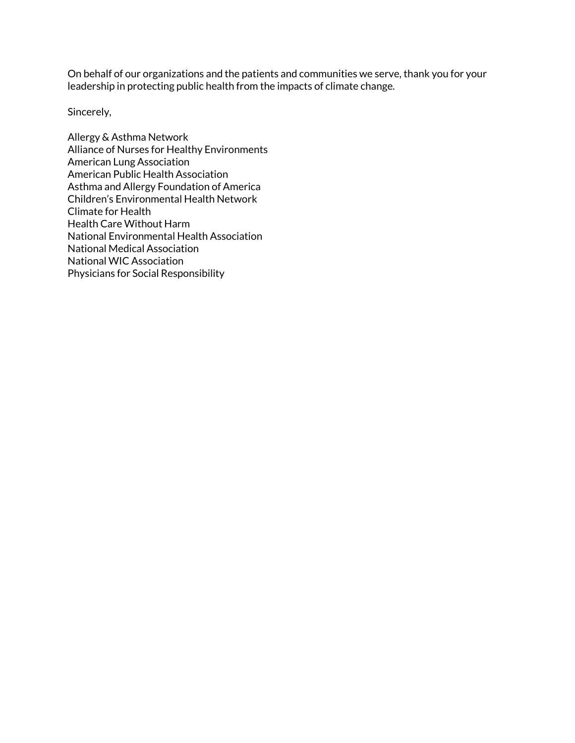On behalf of our organizations and the patients and communities we serve, thank you for your leadership in protecting public health from the impacts of climate change.

Sincerely,

Allergy & Asthma Network
Alliance of Nurses for Healthy Environments
American Lung Association
American Public Health Association
Asthma and Allergy Foundation of America
Children's Environmental Health Network
Climate for Health
Health Care Without Harm
National Environmental Health Association
National Medical Association
National WIC Association
Physicians for Social Responsibility